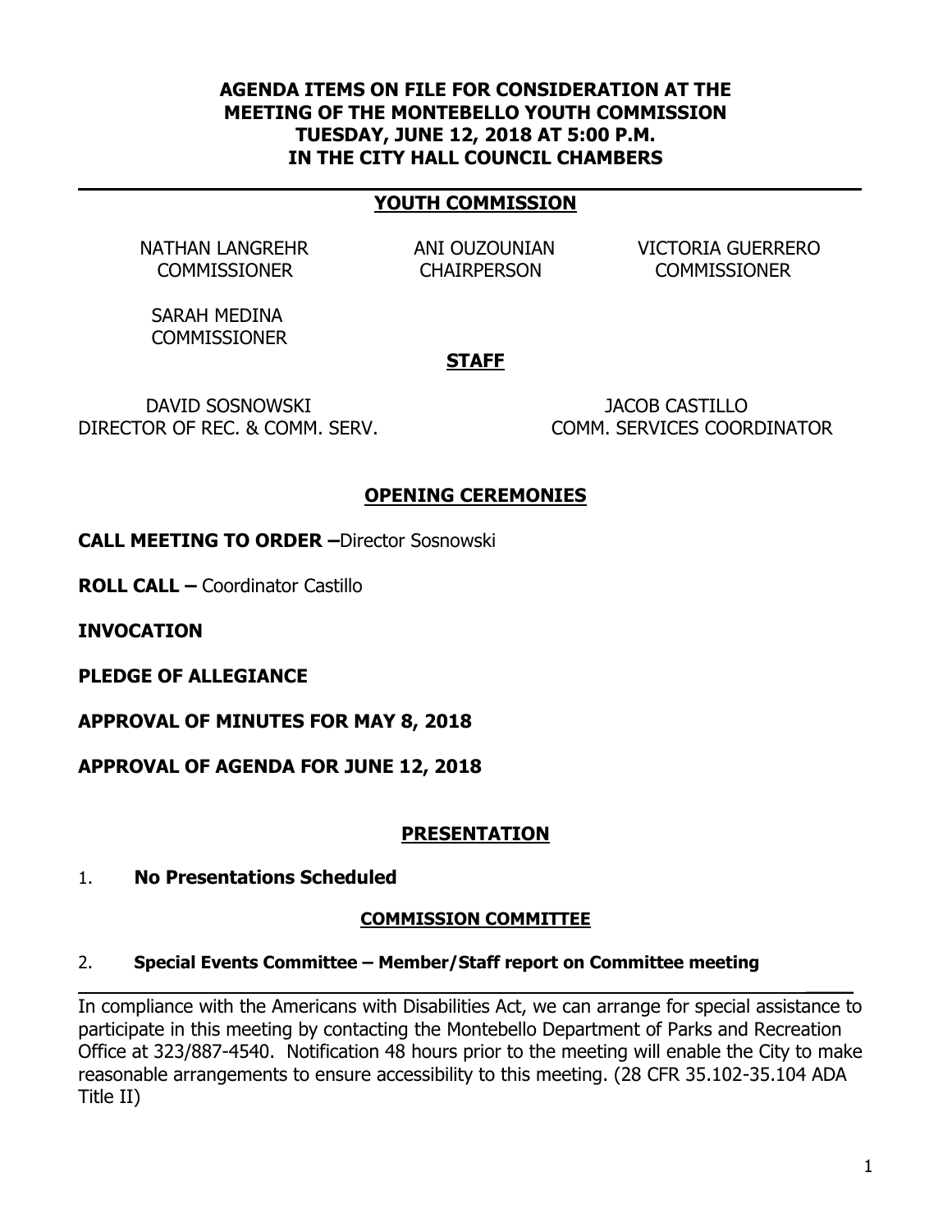**AGENDA ITEMS ON FILE FOR CONSIDERATION AT THE MEETING OF THE MONTEBELLO YOUTH COMMISSION TUESDAY, JUNE 12, 2018 AT 5:00 P.M. IN THE CITY HALL COUNCIL CHAMBERS**

---

## YOUTH COMMISSION

| | | |
|---|---|---|
| NATHAN LANGREHR<br>COMMISSIONER | ANI OUZOUNIAN<br>CHAIRPERSON | VICTORIA GUERRERO<br>COMMISSIONER |
| SARAH MEDINA<br>COMMISSIONER | | |

## STAFF

| | |
|---|---|
| DAVID SOSNOWSKI<br>DIRECTOR OF REC. & COMM. SERV. | JACOB CASTILLO<br>COMM. SERVICES COORDINATOR |

## OPENING CEREMONIES

**CALL MEETING TO ORDER –** Director Sosnowski

**ROLL CALL –** Coordinator Castillo

**INVOCATION**

**PLEDGE OF ALLEGIANCE**

**APPROVAL OF MINUTES FOR MAY 8, 2018**

**APPROVAL OF AGENDA FOR JUNE 12, 2018**

## PRESENTATION

1. **No Presentations Scheduled**

## COMMISSION COMMITTEE

2. **Special Events Committee – Member/Staff report on Committee meeting**

---

In compliance with the Americans with Disabilities Act, we can arrange for special assistance to participate in this meeting by contacting the Montebello Department of Parks and Recreation Office at 323/887-4540. Notification 48 hours prior to the meeting will enable the City to make reasonable arrangements to ensure accessibility to this meeting. (28 CFR 35.102-35.104 ADA Title II)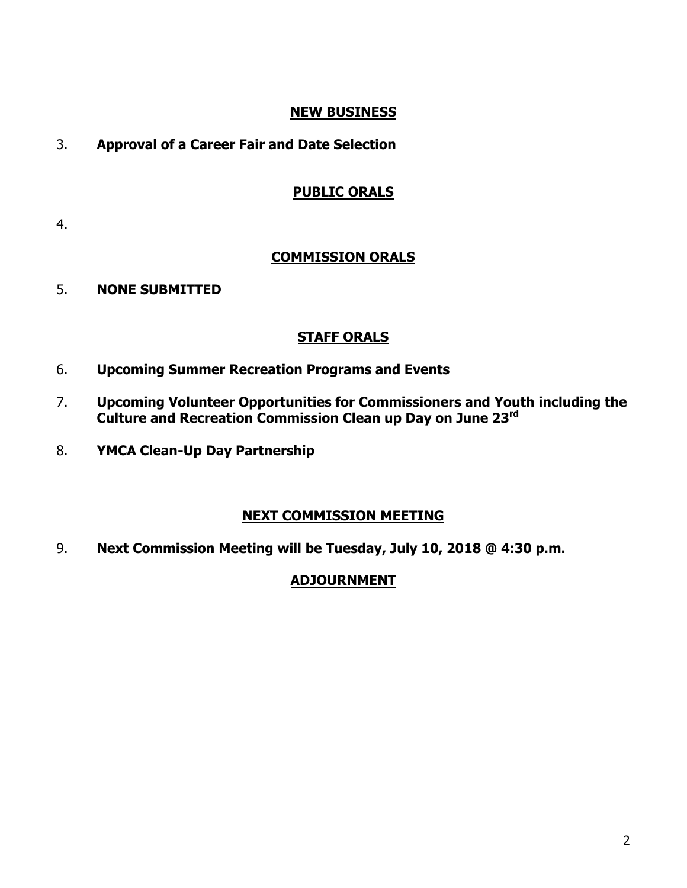## NEW BUSINESS

3. **Approval of a Career Fair and Date Selection**

## PUBLIC ORALS

4.

## COMMISSION ORALS

5. **NONE SUBMITTED**

## STAFF ORALS

6. **Upcoming Summer Recreation Programs and Events**

7. **Upcoming Volunteer Opportunities for Commissioners and Youth including the Culture and Recreation Commission Clean up Day on June 23rd**

8. **YMCA Clean-Up Day Partnership**

## NEXT COMMISSION MEETING

9. **Next Commission Meeting will be Tuesday, July 10, 2018 @ 4:30 p.m.**

## ADJOURNMENT